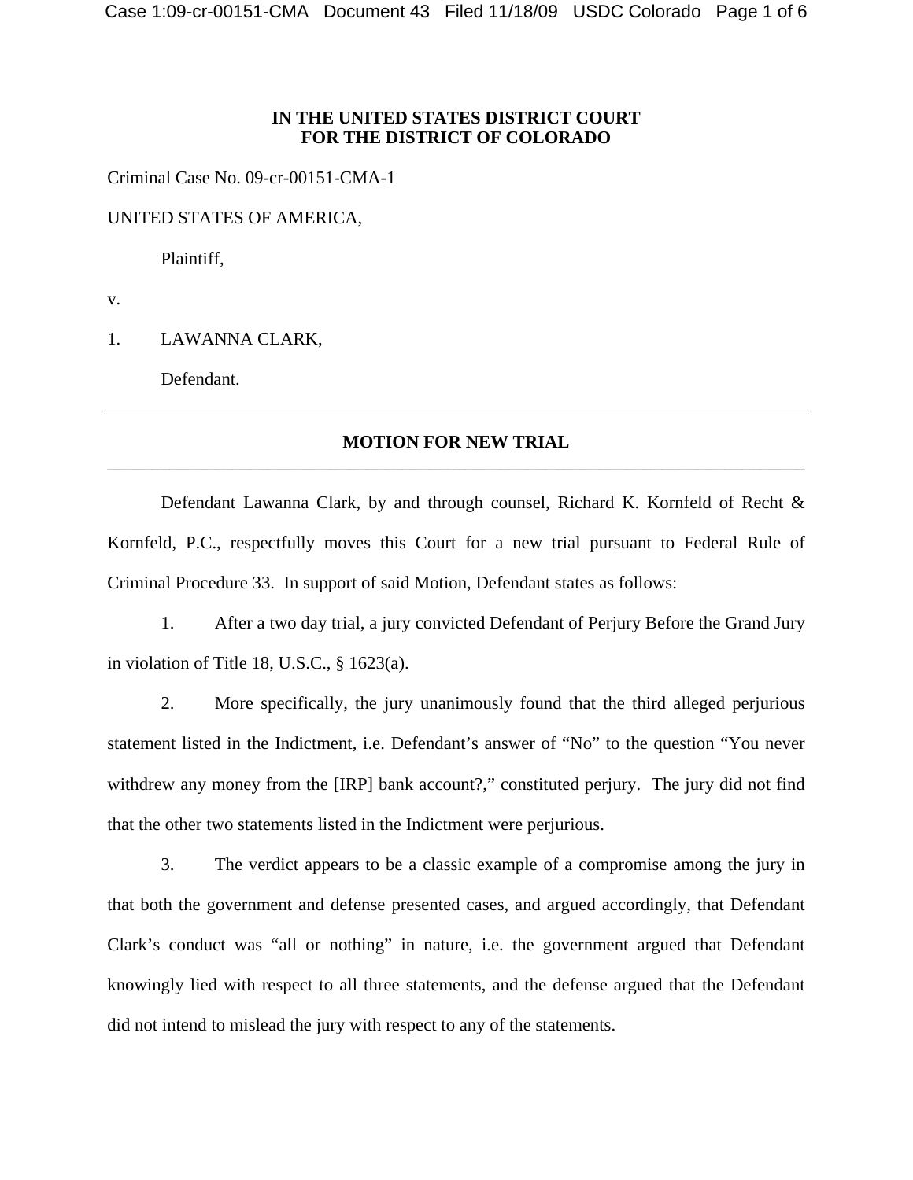**IN THE UNITED STATES DISTRICT COURT**
**FOR THE DISTRICT OF COLORADO**

Criminal Case No. 09-cr-00151-CMA-1

UNITED STATES OF AMERICA,

Plaintiff,

v.

1. LAWANNA CLARK,

Defendant.

---

**MOTION FOR NEW TRIAL**

---

Defendant Lawanna Clark, by and through counsel, Richard K. Kornfeld of Recht & Kornfeld, P.C., respectfully moves this Court for a new trial pursuant to Federal Rule of Criminal Procedure 33. In support of said Motion, Defendant states as follows:

1. After a two day trial, a jury convicted Defendant of Perjury Before the Grand Jury in violation of Title 18, U.S.C., § 1623(a).

2. More specifically, the jury unanimously found that the third alleged perjurious statement listed in the Indictment, i.e. Defendant's answer of "No" to the question "You never withdrew any money from the [IRP] bank account?," constituted perjury. The jury did not find that the other two statements listed in the Indictment were perjurious.

3. The verdict appears to be a classic example of a compromise among the jury in that both the government and defense presented cases, and argued accordingly, that Defendant Clark's conduct was "all or nothing" in nature, i.e. the government argued that Defendant knowingly lied with respect to all three statements, and the defense argued that the Defendant did not intend to mislead the jury with respect to any of the statements.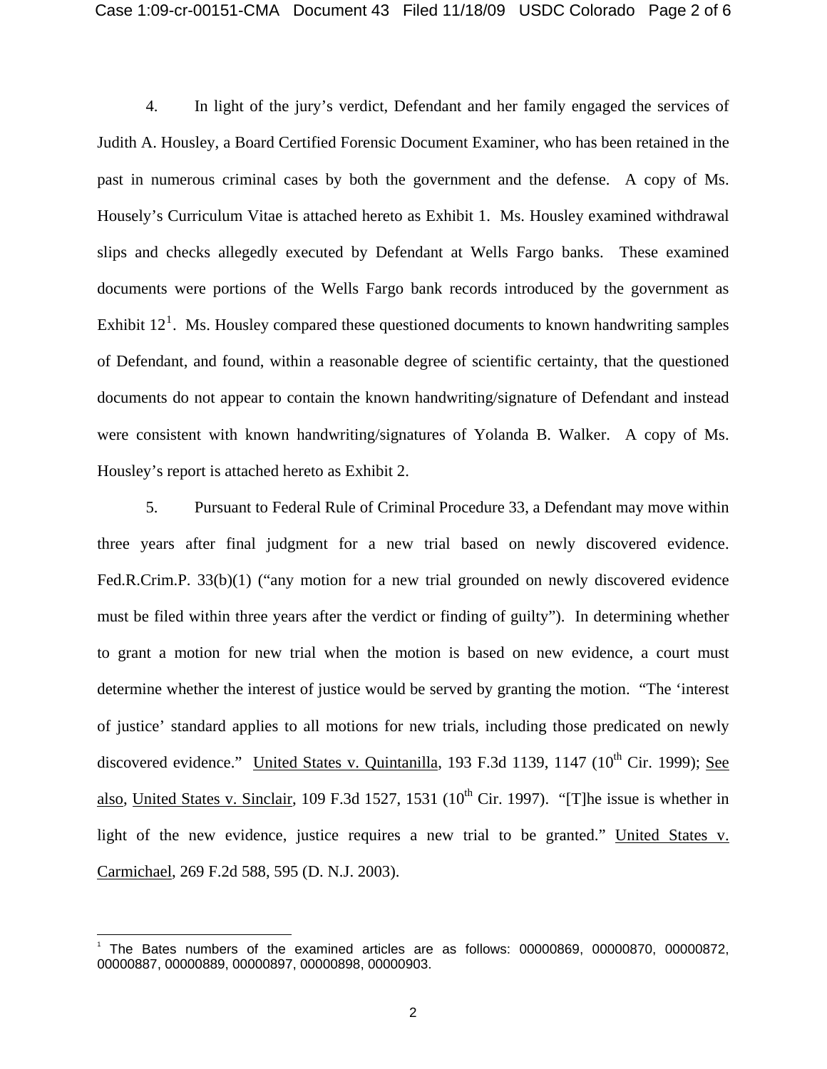4. In light of the jury's verdict, Defendant and her family engaged the services of Judith A. Housley, a Board Certified Forensic Document Examiner, who has been retained in the past in numerous criminal cases by both the government and the defense. A copy of Ms. Housely's Curriculum Vitae is attached hereto as Exhibit 1. Ms. Housley examined withdrawal slips and checks allegedly executed by Defendant at Wells Fargo banks. These examined documents were portions of the Wells Fargo bank records introduced by the government as Exhibit 12[1]. Ms. Housley compared these questioned documents to known handwriting samples of Defendant, and found, within a reasonable degree of scientific certainty, that the questioned documents do not appear to contain the known handwriting/signature of Defendant and instead were consistent with known handwriting/signatures of Yolanda B. Walker. A copy of Ms. Housley's report is attached hereto as Exhibit 2.

5. Pursuant to Federal Rule of Criminal Procedure 33, a Defendant may move within three years after final judgment for a new trial based on newly discovered evidence. Fed.R.Crim.P. 33(b)(1) ("any motion for a new trial grounded on newly discovered evidence must be filed within three years after the verdict or finding of guilty"). In determining whether to grant a motion for new trial when the motion is based on new evidence, a court must determine whether the interest of justice would be served by granting the motion. "The 'interest of justice' standard applies to all motions for new trials, including those predicated on newly discovered evidence." United States v. Quintanilla, 193 F.3d 1139, 1147 (10th Cir. 1999); See also, United States v. Sinclair, 109 F.3d 1527, 1531 (10th Cir. 1997). "[T]he issue is whether in light of the new evidence, justice requires a new trial to be granted." United States v. Carmichael, 269 F.2d 588, 595 (D. N.J. 2003).

---

[1] The Bates numbers of the examined articles are as follows: 00000869, 00000870, 00000872, 00000887, 00000889, 00000897, 00000898, 00000903.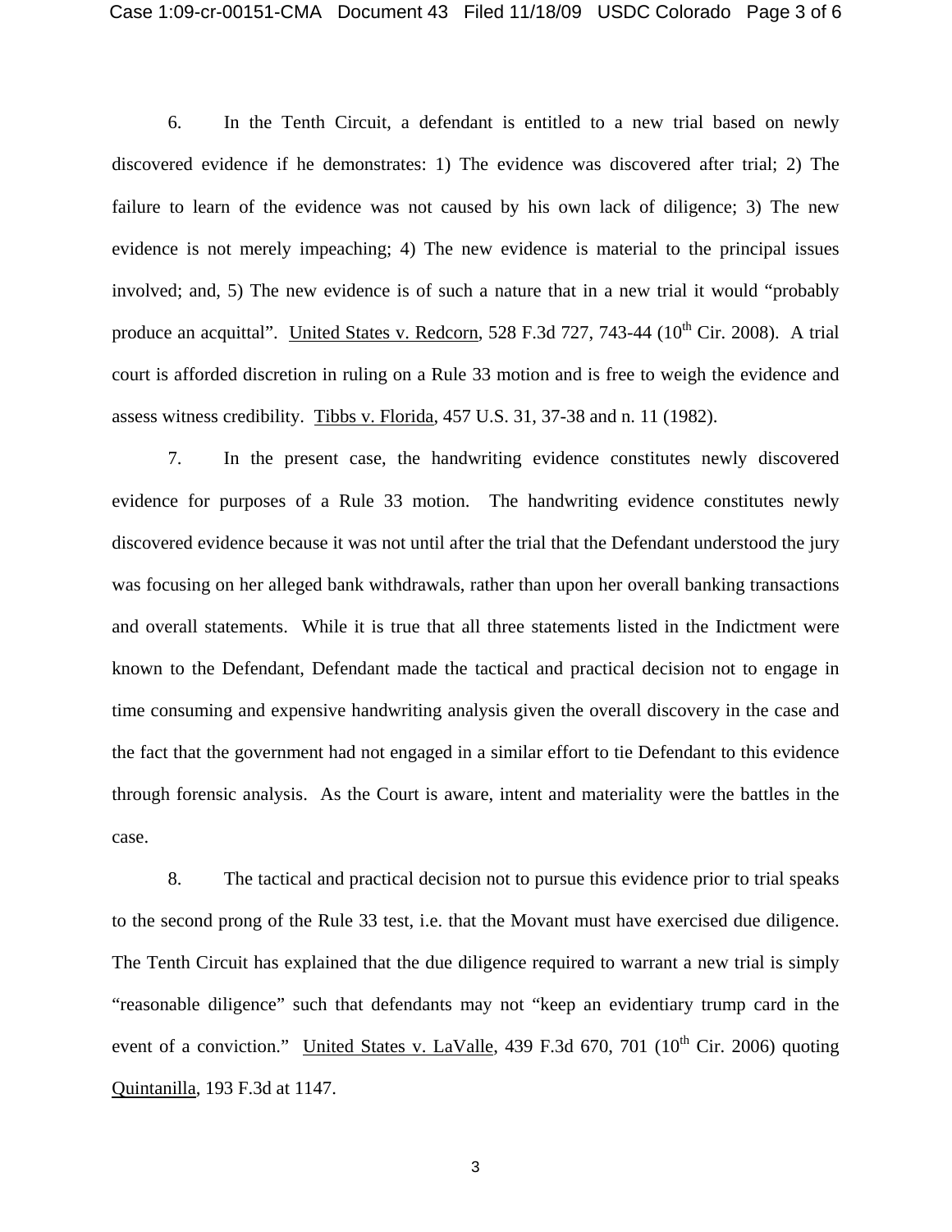6. In the Tenth Circuit, a defendant is entitled to a new trial based on newly discovered evidence if he demonstrates: 1) The evidence was discovered after trial; 2) The failure to learn of the evidence was not caused by his own lack of diligence; 3) The new evidence is not merely impeaching; 4) The new evidence is material to the principal issues involved; and, 5) The new evidence is of such a nature that in a new trial it would "probably produce an acquittal". United States v. Redcorn, 528 F.3d 727, 743-44 (10th Cir. 2008). A trial court is afforded discretion in ruling on a Rule 33 motion and is free to weigh the evidence and assess witness credibility. Tibbs v. Florida, 457 U.S. 31, 37-38 and n. 11 (1982).

7. In the present case, the handwriting evidence constitutes newly discovered evidence for purposes of a Rule 33 motion. The handwriting evidence constitutes newly discovered evidence because it was not until after the trial that the Defendant understood the jury was focusing on her alleged bank withdrawals, rather than upon her overall banking transactions and overall statements. While it is true that all three statements listed in the Indictment were known to the Defendant, Defendant made the tactical and practical decision not to engage in time consuming and expensive handwriting analysis given the overall discovery in the case and the fact that the government had not engaged in a similar effort to tie Defendant to this evidence through forensic analysis. As the Court is aware, intent and materiality were the battles in the case.

8. The tactical and practical decision not to pursue this evidence prior to trial speaks to the second prong of the Rule 33 test, i.e. that the Movant must have exercised due diligence. The Tenth Circuit has explained that the due diligence required to warrant a new trial is simply "reasonable diligence" such that defendants may not "keep an evidentiary trump card in the event of a conviction." United States v. LaValle, 439 F.3d 670, 701 (10th Cir. 2006) quoting Quintanilla, 193 F.3d at 1147.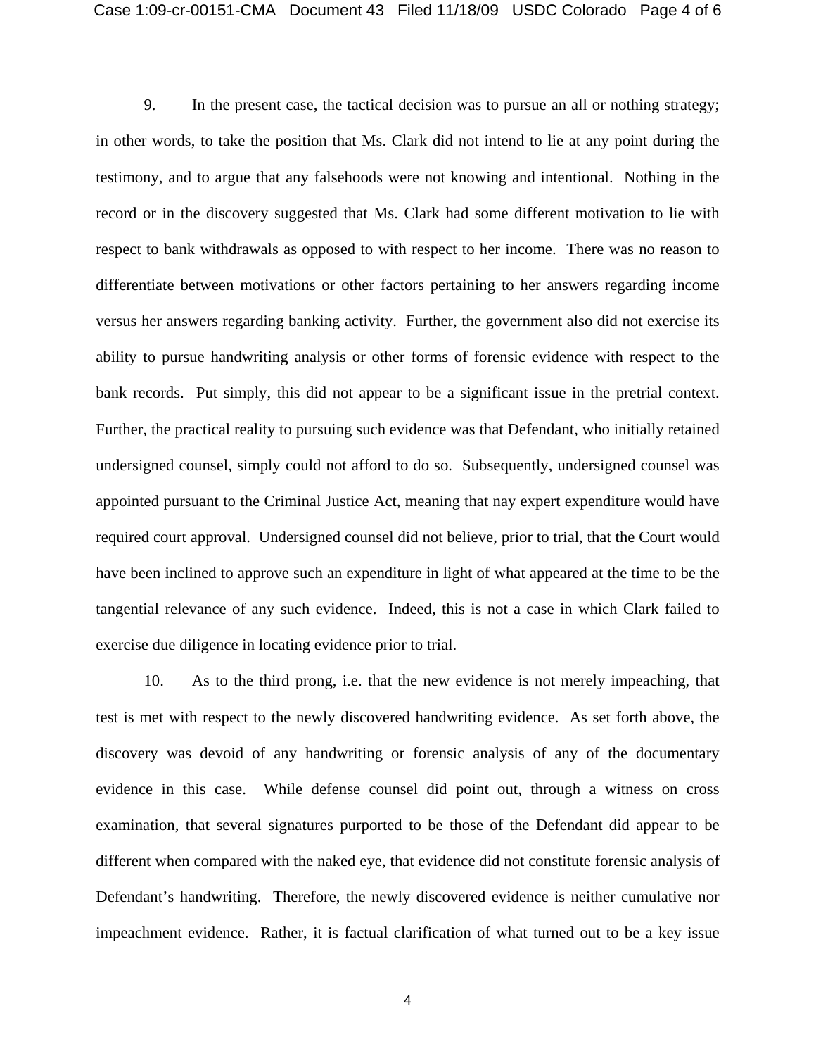9. In the present case, the tactical decision was to pursue an all or nothing strategy; in other words, to take the position that Ms. Clark did not intend to lie at any point during the testimony, and to argue that any falsehoods were not knowing and intentional. Nothing in the record or in the discovery suggested that Ms. Clark had some different motivation to lie with respect to bank withdrawals as opposed to with respect to her income. There was no reason to differentiate between motivations or other factors pertaining to her answers regarding income versus her answers regarding banking activity. Further, the government also did not exercise its ability to pursue handwriting analysis or other forms of forensic evidence with respect to the bank records. Put simply, this did not appear to be a significant issue in the pretrial context. Further, the practical reality to pursuing such evidence was that Defendant, who initially retained undersigned counsel, simply could not afford to do so. Subsequently, undersigned counsel was appointed pursuant to the Criminal Justice Act, meaning that nay expert expenditure would have required court approval. Undersigned counsel did not believe, prior to trial, that the Court would have been inclined to approve such an expenditure in light of what appeared at the time to be the tangential relevance of any such evidence. Indeed, this is not a case in which Clark failed to exercise due diligence in locating evidence prior to trial.

10. As to the third prong, i.e. that the new evidence is not merely impeaching, that test is met with respect to the newly discovered handwriting evidence. As set forth above, the discovery was devoid of any handwriting or forensic analysis of any of the documentary evidence in this case. While defense counsel did point out, through a witness on cross examination, that several signatures purported to be those of the Defendant did appear to be different when compared with the naked eye, that evidence did not constitute forensic analysis of Defendant's handwriting. Therefore, the newly discovered evidence is neither cumulative nor impeachment evidence. Rather, it is factual clarification of what turned out to be a key issue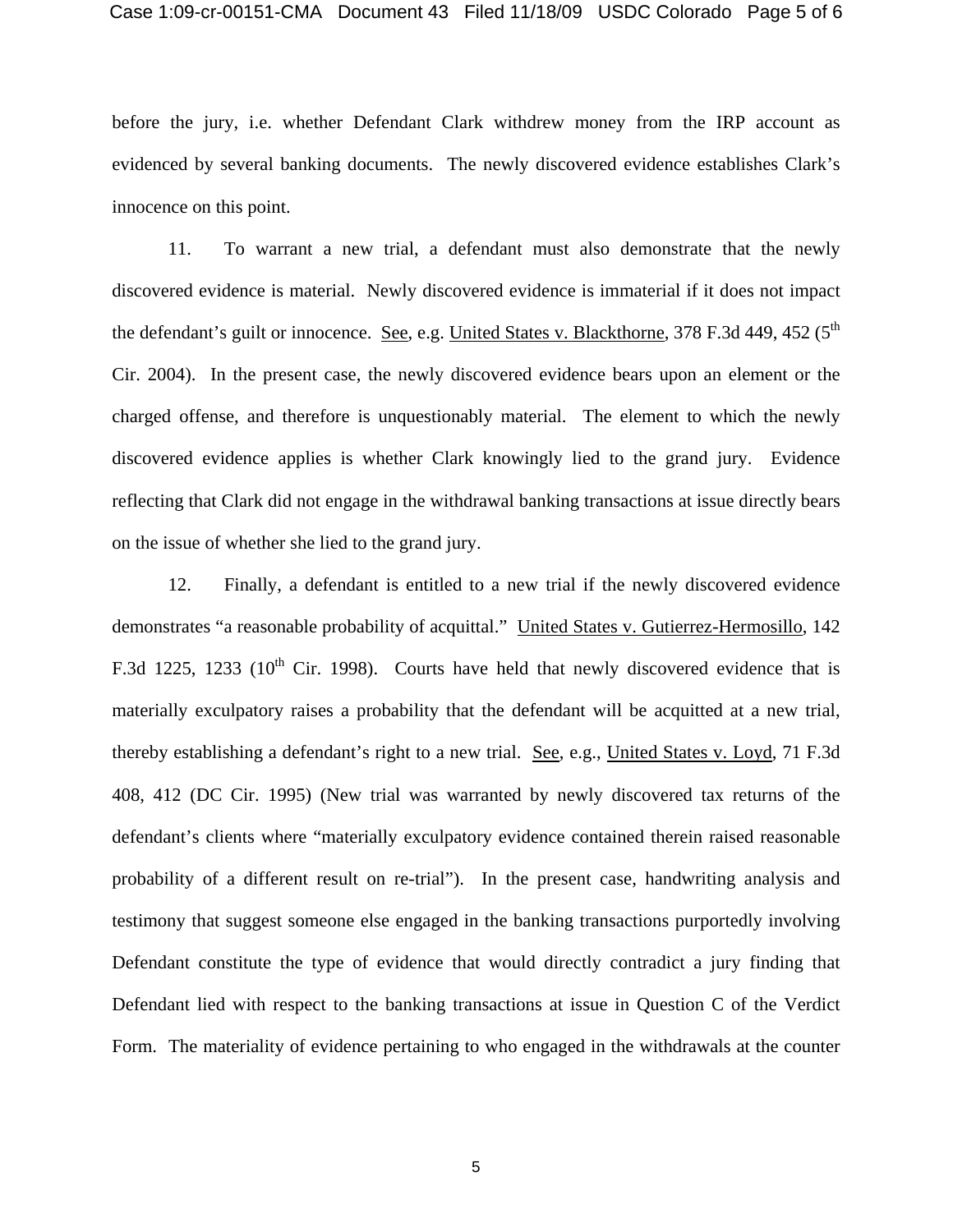before the jury, i.e. whether Defendant Clark withdrew money from the IRP account as evidenced by several banking documents. The newly discovered evidence establishes Clark's innocence on this point.

11. To warrant a new trial, a defendant must also demonstrate that the newly discovered evidence is material. Newly discovered evidence is immaterial if it does not impact the defendant's guilt or innocence. See, e.g. United States v. Blackthorne, 378 F.3d 449, 452 (5th Cir. 2004). In the present case, the newly discovered evidence bears upon an element or the charged offense, and therefore is unquestionably material. The element to which the newly discovered evidence applies is whether Clark knowingly lied to the grand jury. Evidence reflecting that Clark did not engage in the withdrawal banking transactions at issue directly bears on the issue of whether she lied to the grand jury.

12. Finally, a defendant is entitled to a new trial if the newly discovered evidence demonstrates "a reasonable probability of acquittal." United States v. Gutierrez-Hermosillo, 142 F.3d 1225, 1233 (10th Cir. 1998). Courts have held that newly discovered evidence that is materially exculpatory raises a probability that the defendant will be acquitted at a new trial, thereby establishing a defendant's right to a new trial. See, e.g., United States v. Loyd, 71 F.3d 408, 412 (DC Cir. 1995) (New trial was warranted by newly discovered tax returns of the defendant's clients where "materially exculpatory evidence contained therein raised reasonable probability of a different result on re-trial"). In the present case, handwriting analysis and testimony that suggest someone else engaged in the banking transactions purportedly involving Defendant constitute the type of evidence that would directly contradict a jury finding that Defendant lied with respect to the banking transactions at issue in Question C of the Verdict Form. The materiality of evidence pertaining to who engaged in the withdrawals at the counter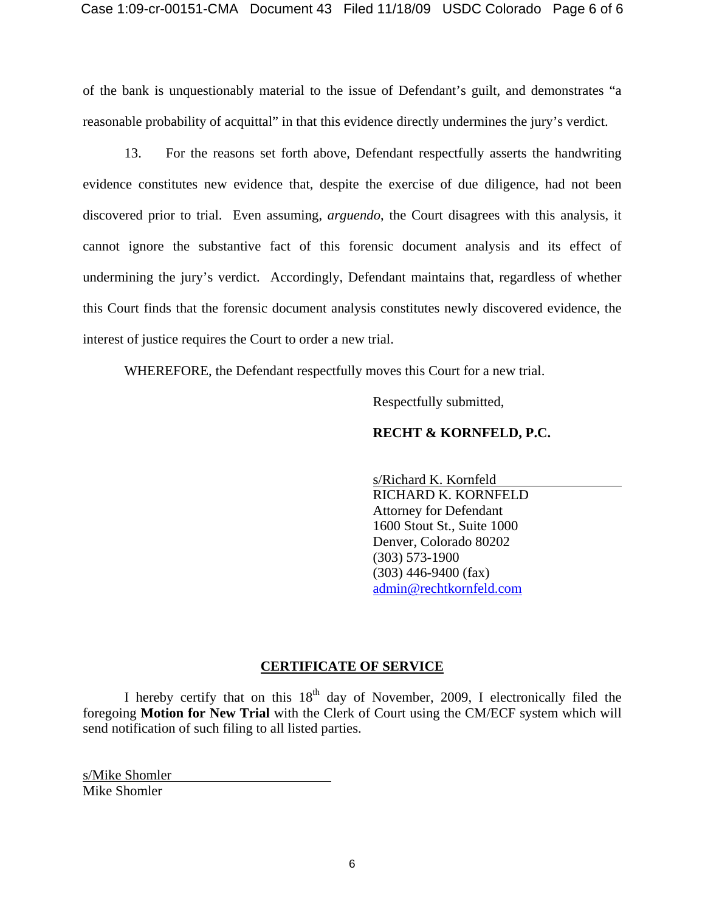of the bank is unquestionably material to the issue of Defendant's guilt, and demonstrates "a reasonable probability of acquittal" in that this evidence directly undermines the jury's verdict.

13. For the reasons set forth above, Defendant respectfully asserts the handwriting evidence constitutes new evidence that, despite the exercise of due diligence, had not been discovered prior to trial. Even assuming, *arguendo*, the Court disagrees with this analysis, it cannot ignore the substantive fact of this forensic document analysis and its effect of undermining the jury's verdict. Accordingly, Defendant maintains that, regardless of whether this Court finds that the forensic document analysis constitutes newly discovered evidence, the interest of justice requires the Court to order a new trial.

WHEREFORE, the Defendant respectfully moves this Court for a new trial.

Respectfully submitted,

**RECHT & KORNFELD, P.C.**

s/Richard K. Kornfeld
RICHARD K. KORNFELD
Attorney for Defendant
1600 Stout St., Suite 1000
Denver, Colorado 80202
(303) 573-1900
(303) 446-9400 (fax)
admin@rechtkornfeld.com

## CERTIFICATE OF SERVICE

I hereby certify that on this 18th day of November, 2009, I electronically filed the foregoing **Motion for New Trial** with the Clerk of Court using the CM/ECF system which will send notification of such filing to all listed parties.

s/Mike Shomler
Mike Shomler